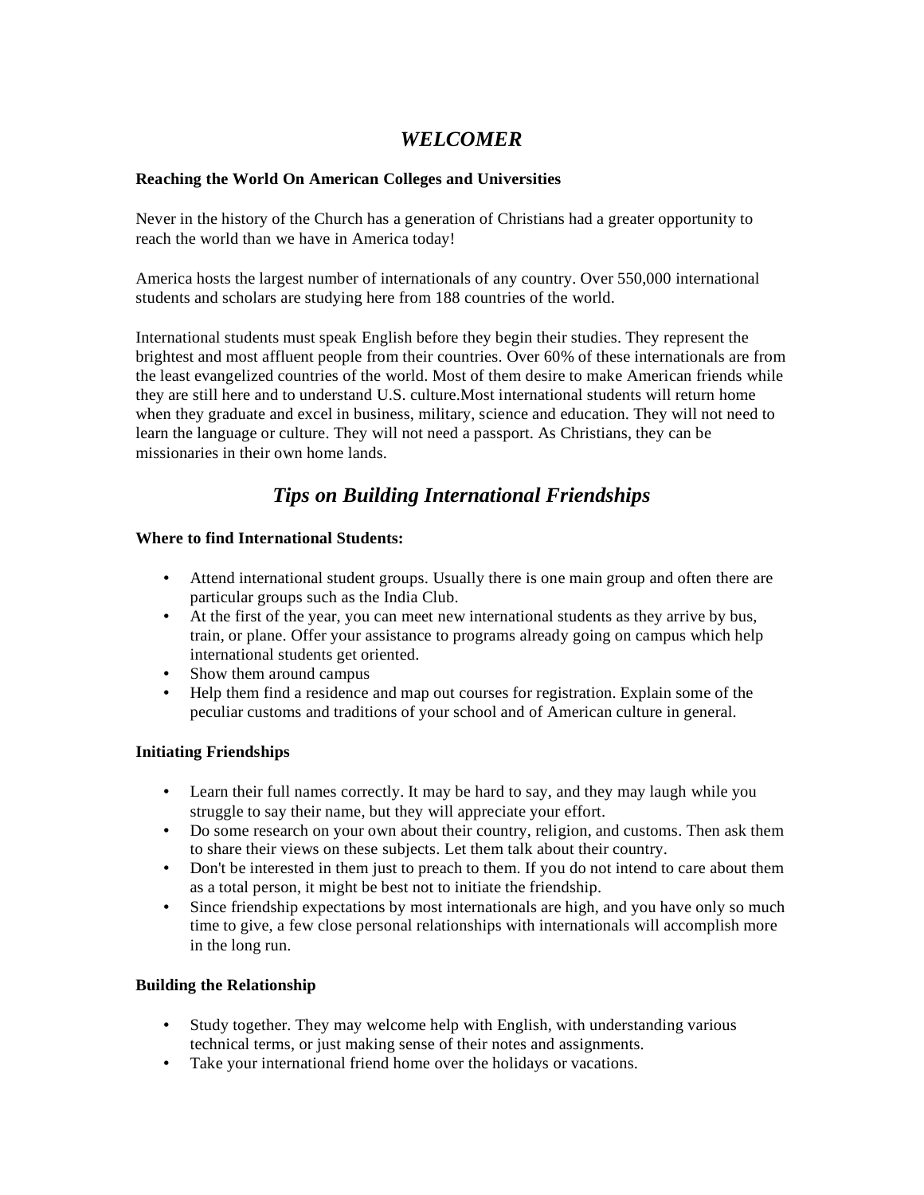# *WELCOMER*

**Reaching the World On American Colleges and Universities**

Never in the history of the Church has a generation of Christians had a greater opportunity to reach the world than we have in America today!

America hosts the largest number of internationals of any country. Over 550,000 international students and scholars are studying here from 188 countries of the world.

International students must speak English before they begin their studies. They represent the brightest and most affluent people from their countries. Over 60% of these internationals are from the least evangelized countries of the world. Most of them desire to make American friends while they are still here and to understand U.S. culture.Most international students will return home when they graduate and excel in business, military, science and education. They will not need to learn the language or culture. They will not need a passport. As Christians, they can be missionaries in their own home lands.

## *Tips on Building International Friendships*

**Where to find International Students:**

- Attend international student groups. Usually there is one main group and often there are particular groups such as the India Club.
- At the first of the year, you can meet new international students as they arrive by bus, train, or plane. Offer your assistance to programs already going on campus which help international students get oriented.
- Show them around campus
- Help them find a residence and map out courses for registration. Explain some of the peculiar customs and traditions of your school and of American culture in general.

**Initiating Friendships**

- Learn their full names correctly. It may be hard to say, and they may laugh while you struggle to say their name, but they will appreciate your effort.
- Do some research on your own about their country, religion, and customs. Then ask them to share their views on these subjects. Let them talk about their country.
- Don't be interested in them just to preach to them. If you do not intend to care about them as a total person, it might be best not to initiate the friendship.
- Since friendship expectations by most internationals are high, and you have only so much time to give, a few close personal relationships with internationals will accomplish more in the long run.

**Building the Relationship**

- Study together. They may welcome help with English, with understanding various technical terms, or just making sense of their notes and assignments.
- Take your international friend home over the holidays or vacations.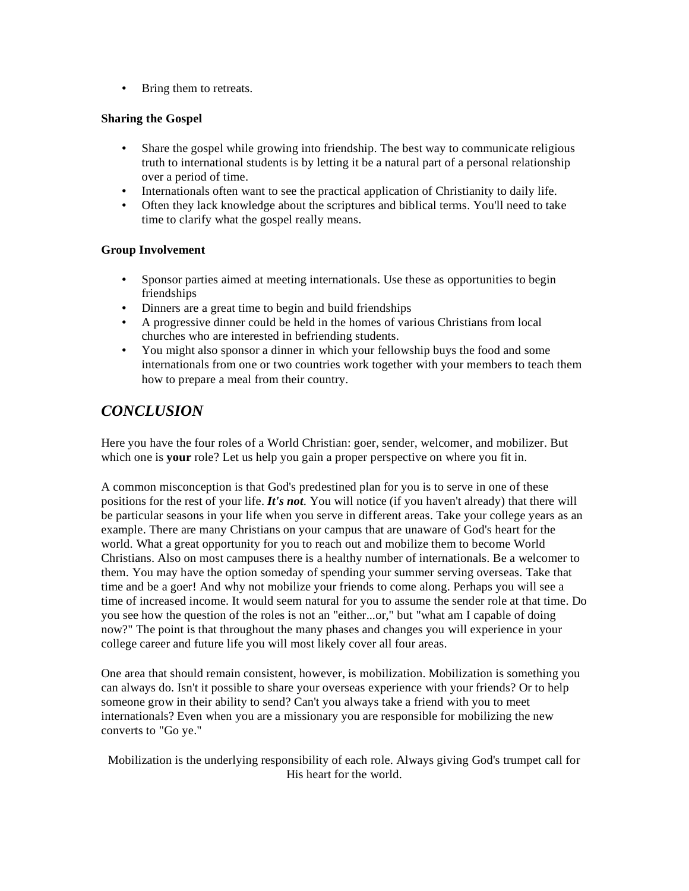- Bring them to retreats.

**Sharing the Gospel**

- Share the gospel while growing into friendship. The best way to communicate religious truth to international students is by letting it be a natural part of a personal relationship over a period of time.
- Internationals often want to see the practical application of Christianity to daily life.
- Often they lack knowledge about the scriptures and biblical terms. You'll need to take time to clarify what the gospel really means.

**Group Involvement**

- Sponsor parties aimed at meeting internationals. Use these as opportunities to begin friendships
- Dinners are a great time to begin and build friendships
- A progressive dinner could be held in the homes of various Christians from local churches who are interested in befriending students.
- You might also sponsor a dinner in which your fellowship buys the food and some internationals from one or two countries work together with your members to teach them how to prepare a meal from their country.

## *CONCLUSION*

Here you have the four roles of a World Christian: goer, sender, welcomer, and mobilizer. But which one is **your** role? Let us help you gain a proper perspective on where you fit in.

A common misconception is that God's predestined plan for you is to serve in one of these positions for the rest of your life. ***It's not***. You will notice (if you haven't already) that there will be particular seasons in your life when you serve in different areas. Take your college years as an example. There are many Christians on your campus that are unaware of God's heart for the world. What a great opportunity for you to reach out and mobilize them to become World Christians. Also on most campuses there is a healthy number of internationals. Be a welcomer to them. You may have the option someday of spending your summer serving overseas. Take that time and be a goer! And why not mobilize your friends to come along. Perhaps you will see a time of increased income. It would seem natural for you to assume the sender role at that time. Do you see how the question of the roles is not an "either...or," but "what am I capable of doing now?" The point is that throughout the many phases and changes you will experience in your college career and future life you will most likely cover all four areas.

One area that should remain consistent, however, is mobilization. Mobilization is something you can always do. Isn't it possible to share your overseas experience with your friends? Or to help someone grow in their ability to send? Can't you always take a friend with you to meet internationals? Even when you are a missionary you are responsible for mobilizing the new converts to "Go ye."

Mobilization is the underlying responsibility of each role. Always giving God's trumpet call for His heart for the world.